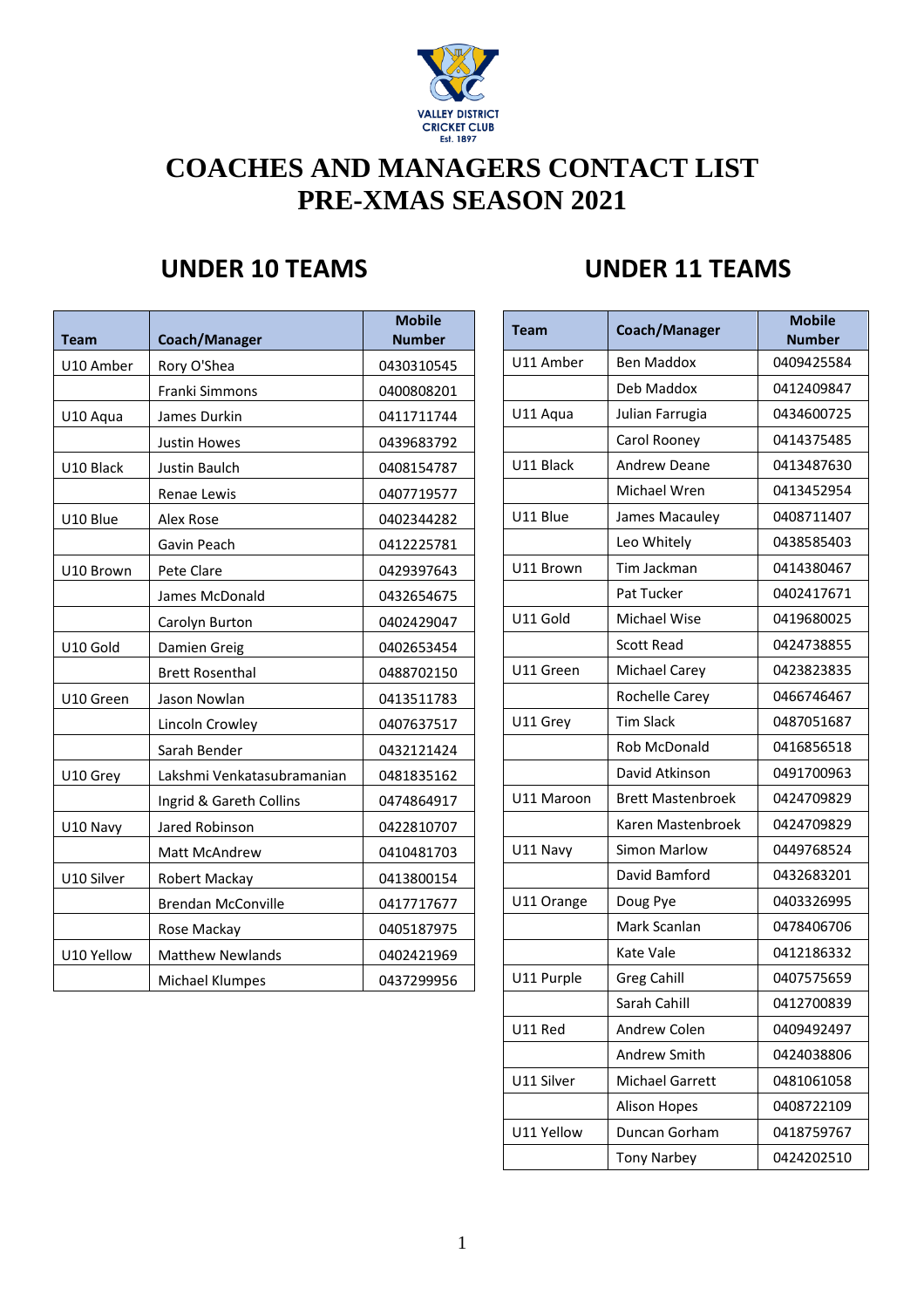VALLEY DISTRICT CRICKET CLUB
Est. 1897

# COACHES AND MANAGERS CONTACT LIST
# PRE-XMAS SEASON 2021

## UNDER 10 TEAMS

| Team | Coach/Manager | Mobile Number |
|---|---|---|
| U10 Amber | Rory O'Shea | 0430310545 |
| | Franki Simmons | 0400808201 |
| U10 Aqua | James Durkin | 0411711744 |
| | Justin Howes | 0439683792 |
| U10 Black | Justin Baulch | 0408154787 |
| | Renae Lewis | 0407719577 |
| U10 Blue | Alex Rose | 0402344282 |
| | Gavin Peach | 0412225781 |
| U10 Brown | Pete Clare | 0429397643 |
| | James McDonald | 0432654675 |
| | Carolyn Burton | 0402429047 |
| U10 Gold | Damien Greig | 0402653454 |
| | Brett Rosenthal | 0488702150 |
| U10 Green | Jason Nowlan | 0413511783 |
| | Lincoln Crowley | 0407637517 |
| | Sarah Bender | 0432121424 |
| U10 Grey | Lakshmi Venkatasubramanian | 0481835162 |
| | Ingrid & Gareth Collins | 0474864917 |
| U10 Navy | Jared Robinson | 0422810707 |
| | Matt McAndrew | 0410481703 |
| U10 Silver | Robert Mackay | 0413800154 |
| | Brendan McConville | 0417717677 |
| | Rose Mackay | 0405187975 |
| U10 Yellow | Matthew Newlands | 0402421969 |
| | Michael Klumpes | 0437299956 |

## UNDER 11 TEAMS

| Team | Coach/Manager | Mobile Number |
|---|---|---|
| U11 Amber | Ben Maddox | 0409425584 |
| | Deb Maddox | 0412409847 |
| U11 Aqua | Julian Farrugia | 0434600725 |
| | Carol Rooney | 0414375485 |
| U11 Black | Andrew Deane | 0413487630 |
| | Michael Wren | 0413452954 |
| U11 Blue | James Macauley | 0408711407 |
| | Leo Whitely | 0438585403 |
| U11 Brown | Tim Jackman | 0414380467 |
| | Pat Tucker | 0402417671 |
| U11 Gold | Michael Wise | 0419680025 |
| | Scott Read | 0424738855 |
| U11 Green | Michael Carey | 0423823835 |
| | Rochelle Carey | 0466746467 |
| U11 Grey | Tim Slack | 0487051687 |
| | Rob McDonald | 0416856518 |
| | David Atkinson | 0491700963 |
| U11 Maroon | Brett Mastenbroek | 0424709829 |
| | Karen Mastenbroek | 0424709829 |
| U11 Navy | Simon Marlow | 0449768524 |
| | David Bamford | 0432683201 |
| U11 Orange | Doug Pye | 0403326995 |
| | Mark Scanlan | 0478406706 |
| | Kate Vale | 0412186332 |
| U11 Purple | Greg Cahill | 0407575659 |
| | Sarah Cahill | 0412700839 |
| U11 Red | Andrew Colen | 0409492497 |
| | Andrew Smith | 0424038806 |
| U11 Silver | Michael Garrett | 0481061058 |
| | Alison Hopes | 0408722109 |
| U11 Yellow | Duncan Gorham | 0418759767 |
| | Tony Narbey | 0424202510 |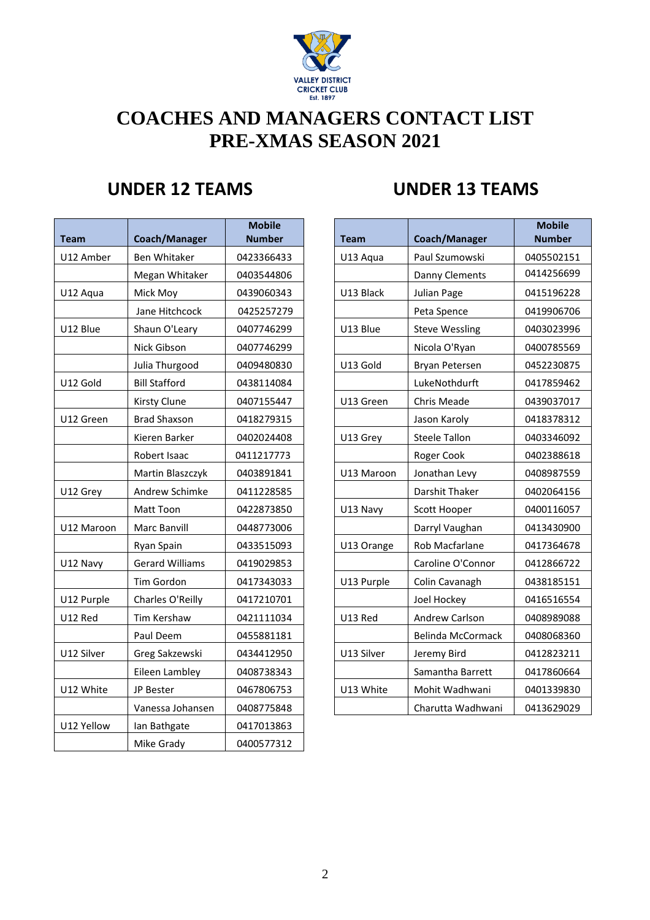VALLEY DISTRICT CRICKET CLUB
Est. 1897

# COACHES AND MANAGERS CONTACT LIST PRE-XMAS SEASON 2021

## UNDER 12 TEAMS

| Team | Coach/Manager | Mobile Number |
|---|---|---|
| U12 Amber | Ben Whitaker | 0423366433 |
| | Megan Whitaker | 0403544806 |
| U12 Aqua | Mick Moy | 0439060343 |
| | Jane Hitchcock | 0425257279 |
| U12 Blue | Shaun O'Leary | 0407746299 |
| | Nick Gibson | 0407746299 |
| | Julia Thurgood | 0409480830 |
| U12 Gold | Bill Stafford | 0438114084 |
| | Kirsty Clune | 0407155447 |
| U12 Green | Brad Shaxson | 0418279315 |
| | Kieren Barker | 0402024408 |
| | Robert Isaac | 0411217773 |
| | Martin Blaszczyk | 0403891841 |
| U12 Grey | Andrew Schimke | 0411228585 |
| | Matt Toon | 0422873850 |
| U12 Maroon | Marc Banvill | 0448773006 |
| | Ryan Spain | 0433515093 |
| U12 Navy | Gerard Williams | 0419029853 |
| | Tim Gordon | 0417343033 |
| U12 Purple | Charles O'Reilly | 0417210701 |
| U12 Red | Tim Kershaw | 0421111034 |
| | Paul Deem | 0455881181 |
| U12 Silver | Greg Sakzewski | 0434412950 |
| | Eileen Lambley | 0408738343 |
| U12 White | JP Bester | 0467806753 |
| | Vanessa Johansen | 0408775848 |
| U12 Yellow | Ian Bathgate | 0417013863 |
| | Mike Grady | 0400577312 |

## UNDER 13 TEAMS

| Team | Coach/Manager | Mobile Number |
|---|---|---|
| U13 Aqua | Paul Szumowski | 0405502151 |
| | Danny Clements | 0414256699 |
| U13 Black | Julian Page | 0415196228 |
| | Peta Spence | 0419906706 |
| U13 Blue | Steve Wessling | 0403023996 |
| | Nicola O'Ryan | 0400785569 |
| U13 Gold | Bryan Petersen | 0452230875 |
| | LukeNothdurft | 0417859462 |
| U13 Green | Chris Meade | 0439037017 |
| | Jason Karoly | 0418378312 |
| U13 Grey | Steele Tallon | 0403346092 |
| | Roger Cook | 0402388618 |
| U13 Maroon | Jonathan Levy | 0408987559 |
| | Darshit Thaker | 0402064156 |
| U13 Navy | Scott Hooper | 0400116057 |
| | Darryl Vaughan | 0413430900 |
| U13 Orange | Rob Macfarlane | 0417364678 |
| | Caroline O'Connor | 0412866722 |
| U13 Purple | Colin Cavanagh | 0438185151 |
| | Joel Hockey | 0416516554 |
| U13 Red | Andrew Carlson | 0408989088 |
| | Belinda McCormack | 0408068360 |
| U13 Silver | Jeremy Bird | 0412823211 |
| | Samantha Barrett | 0417860664 |
| U13 White | Mohit Wadhwani | 0401339830 |
| | Charutta Wadhwani | 0413629029 |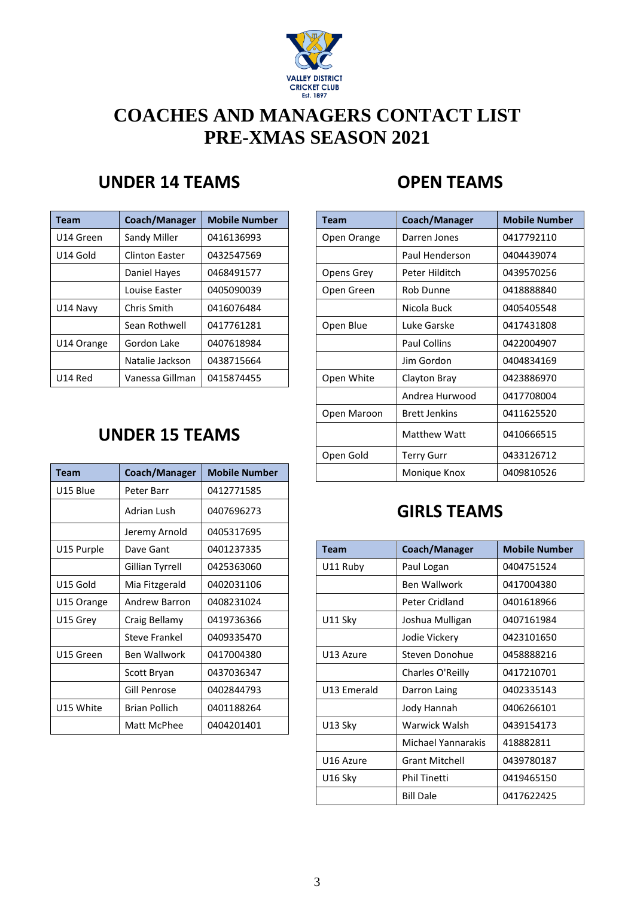VALLEY DISTRICT CRICKET CLUB
Est. 1897

# COACHES AND MANAGERS CONTACT LIST
# PRE-XMAS SEASON 2021

## UNDER 14 TEAMS

| Team | Coach/Manager | Mobile Number |
|---|---|---|
| U14 Green | Sandy Miller | 0416136993 |
| U14 Gold | Clinton Easter | 0432547569 |
| | Daniel Hayes | 0468491577 |
| | Louise Easter | 0405090039 |
| U14 Navy | Chris Smith | 0416076484 |
| | Sean Rothwell | 0417761281 |
| U14 Orange | Gordon Lake | 0407618984 |
| | Natalie Jackson | 0438715664 |
| U14 Red | Vanessa Gillman | 0415874455 |

## UNDER 15 TEAMS

| Team | Coach/Manager | Mobile Number |
|---|---|---|
| U15 Blue | Peter Barr | 0412771585 |
| | Adrian Lush | 0407696273 |
| | Jeremy Arnold | 0405317695 |
| U15 Purple | Dave Gant | 0401237335 |
| | Gillian Tyrrell | 0425363060 |
| U15 Gold | Mia Fitzgerald | 0402031106 |
| U15 Orange | Andrew Barron | 0408231024 |
| U15 Grey | Craig Bellamy | 0419736366 |
| | Steve Frankel | 0409335470 |
| U15 Green | Ben Wallwork | 0417004380 |
| | Scott Bryan | 0437036347 |
| | Gill Penrose | 0402844793 |
| U15 White | Brian Pollich | 0401188264 |
| | Matt McPhee | 0404201401 |

## OPEN TEAMS

| Team | Coach/Manager | Mobile Number |
|---|---|---|
| Open Orange | Darren Jones | 0417792110 |
| | Paul Henderson | 0404439074 |
| Opens Grey | Peter Hilditch | 0439570256 |
| Open Green | Rob Dunne | 0418888840 |
| | Nicola Buck | 0405405548 |
| Open Blue | Luke Garske | 0417431808 |
| | Paul Collins | 0422004907 |
| | Jim Gordon | 0404834169 |
| Open White | Clayton Bray | 0423886970 |
| | Andrea Hurwood | 0417708004 |
| Open Maroon | Brett Jenkins | 0411625520 |
| | Matthew Watt | 0410666515 |
| Open Gold | Terry Gurr | 0433126712 |
| | Monique Knox | 0409810526 |

## GIRLS TEAMS

| Team | Coach/Manager | Mobile Number |
|---|---|---|
| U11 Ruby | Paul Logan | 0404751524 |
| | Ben Wallwork | 0417004380 |
| | Peter Cridland | 0401618966 |
| U11 Sky | Joshua Mulligan | 0407161984 |
| | Jodie Vickery | 0423101650 |
| U13 Azure | Steven Donohue | 0458888216 |
| | Charles O'Reilly | 0417210701 |
| U13 Emerald | Darron Laing | 0402335143 |
| | Jody Hannah | 0406266101 |
| U13 Sky | Warwick Walsh | 0439154173 |
| | Michael Yannarakis | 418882811 |
| U16 Azure | Grant Mitchell | 0439780187 |
| U16 Sky | Phil Tinetti | 0419465150 |
| | Bill Dale | 0417622425 |